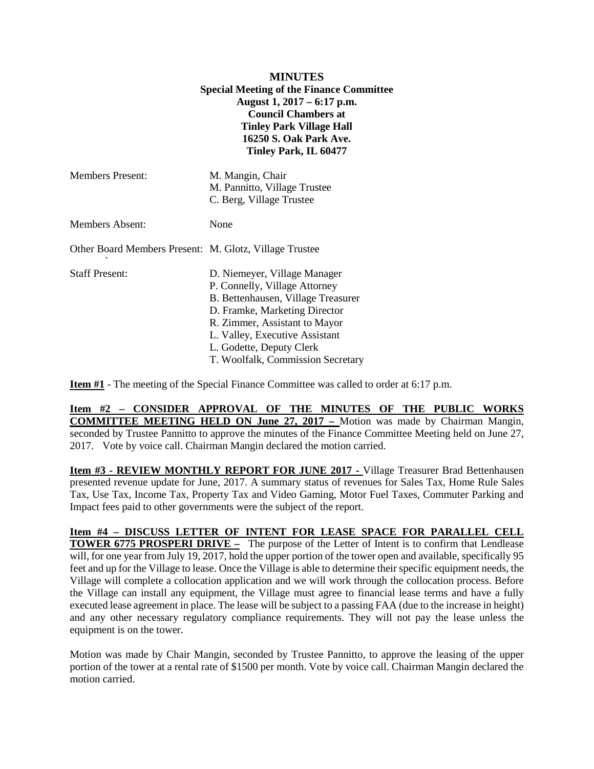**MINUTES**
**Special Meeting of the Finance Committee**
**August 1, 2017 – 6:17 p.m.**
**Council Chambers at**
**Tinley Park Village Hall**
**16250 S. Oak Park Ave.**
**Tinley Park, IL 60477**

| | |
|---|---|
| Members Present: | M. Mangin, Chair<br>M. Pannitto, Village Trustee<br>C. Berg, Village Trustee |
| Members Absent: | None |
| Other Board Members Present: | M. Glotz, Village Trustee |
| Staff Present: | D. Niemeyer, Village Manager<br>P. Connelly, Village Attorney<br>B. Bettenhausen, Village Treasurer<br>D. Framke, Marketing Director<br>R. Zimmer, Assistant to Mayor<br>L. Valley, Executive Assistant<br>L. Godette, Deputy Clerk<br>T. Woolfalk, Commission Secretary |

**Item #1** - The meeting of the Special Finance Committee was called to order at 6:17 p.m.

**Item #2 – CONSIDER APPROVAL OF THE MINUTES OF THE PUBLIC WORKS COMMITTEE MEETING HELD ON June 27, 2017 –** Motion was made by Chairman Mangin, seconded by Trustee Pannitto to approve the minutes of the Finance Committee Meeting held on June 27, 2017. Vote by voice call. Chairman Mangin declared the motion carried.

**Item #3 - REVIEW MONTHLY REPORT FOR JUNE 2017 -** Village Treasurer Brad Bettenhausen presented revenue update for June, 2017. A summary status of revenues for Sales Tax, Home Rule Sales Tax, Use Tax, Income Tax, Property Tax and Video Gaming, Motor Fuel Taxes, Commuter Parking and Impact fees paid to other governments were the subject of the report.

**Item #4 – DISCUSS LETTER OF INTENT FOR LEASE SPACE FOR PARALLEL CELL TOWER 6775 PROSPERI DRIVE –** The purpose of the Letter of Intent is to confirm that Lendlease will, for one year from July 19, 2017, hold the upper portion of the tower open and available, specifically 95 feet and up for the Village to lease. Once the Village is able to determine their specific equipment needs, the Village will complete a collocation application and we will work through the collocation process. Before the Village can install any equipment, the Village must agree to financial lease terms and have a fully executed lease agreement in place. The lease will be subject to a passing FAA (due to the increase in height) and any other necessary regulatory compliance requirements. They will not pay the lease unless the equipment is on the tower.

Motion was made by Chair Mangin, seconded by Trustee Pannitto, to approve the leasing of the upper portion of the tower at a rental rate of $1500 per month. Vote by voice call. Chairman Mangin declared the motion carried.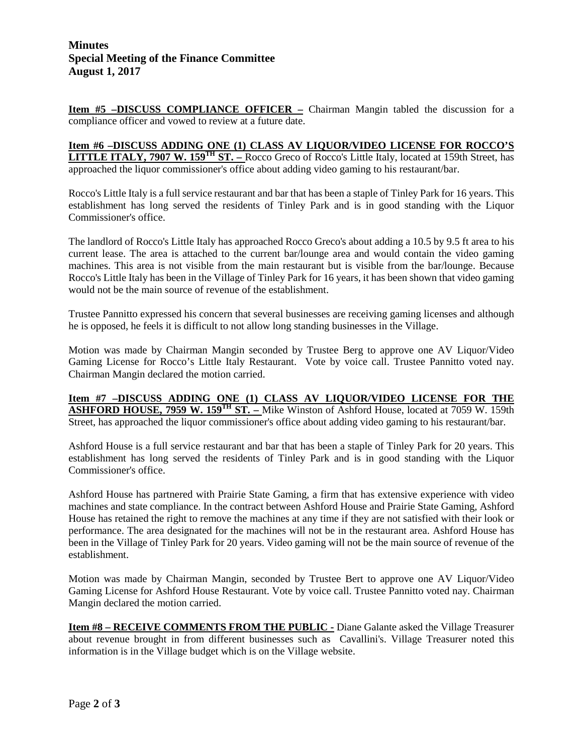**Minutes**
**Special Meeting of the Finance Committee**
**August 1, 2017**

**Item #5 –DISCUSS COMPLIANCE OFFICER –** Chairman Mangin tabled the discussion for a compliance officer and vowed to review at a future date.

**Item #6 –DISCUSS ADDING ONE (1) CLASS AV LIQUOR/VIDEO LICENSE FOR ROCCO'S LITTLE ITALY, 7907 W. 159TH ST. –** Rocco Greco of Rocco's Little Italy, located at 159th Street, has approached the liquor commissioner's office about adding video gaming to his restaurant/bar.

Rocco's Little Italy is a full service restaurant and bar that has been a staple of Tinley Park for 16 years. This establishment has long served the residents of Tinley Park and is in good standing with the Liquor Commissioner's office.

The landlord of Rocco's Little Italy has approached Rocco Greco's about adding a 10.5 by 9.5 ft area to his current lease. The area is attached to the current bar/lounge area and would contain the video gaming machines. This area is not visible from the main restaurant but is visible from the bar/lounge. Because Rocco's Little Italy has been in the Village of Tinley Park for 16 years, it has been shown that video gaming would not be the main source of revenue of the establishment.

Trustee Pannitto expressed his concern that several businesses are receiving gaming licenses and although he is opposed, he feels it is difficult to not allow long standing businesses in the Village.

Motion was made by Chairman Mangin seconded by Trustee Berg to approve one AV Liquor/Video Gaming License for Rocco's Little Italy Restaurant. Vote by voice call. Trustee Pannitto voted nay. Chairman Mangin declared the motion carried.

**Item #7 –DISCUSS ADDING ONE (1) CLASS AV LIQUOR/VIDEO LICENSE FOR THE ASHFORD HOUSE, 7959 W. 159TH ST. –** Mike Winston of Ashford House, located at 7059 W. 159th Street, has approached the liquor commissioner's office about adding video gaming to his restaurant/bar.

Ashford House is a full service restaurant and bar that has been a staple of Tinley Park for 20 years. This establishment has long served the residents of Tinley Park and is in good standing with the Liquor Commissioner's office.

Ashford House has partnered with Prairie State Gaming, a firm that has extensive experience with video machines and state compliance. In the contract between Ashford House and Prairie State Gaming, Ashford House has retained the right to remove the machines at any time if they are not satisfied with their look or performance. The area designated for the machines will not be in the restaurant area. Ashford House has been in the Village of Tinley Park for 20 years. Video gaming will not be the main source of revenue of the establishment.

Motion was made by Chairman Mangin, seconded by Trustee Bert to approve one AV Liquor/Video Gaming License for Ashford House Restaurant. Vote by voice call. Trustee Pannitto voted nay. Chairman Mangin declared the motion carried.

**Item #8 – RECEIVE COMMENTS FROM THE PUBLIC -** Diane Galante asked the Village Treasurer about revenue brought in from different businesses such as Cavallini's. Village Treasurer noted this information is in the Village budget which is on the Village website.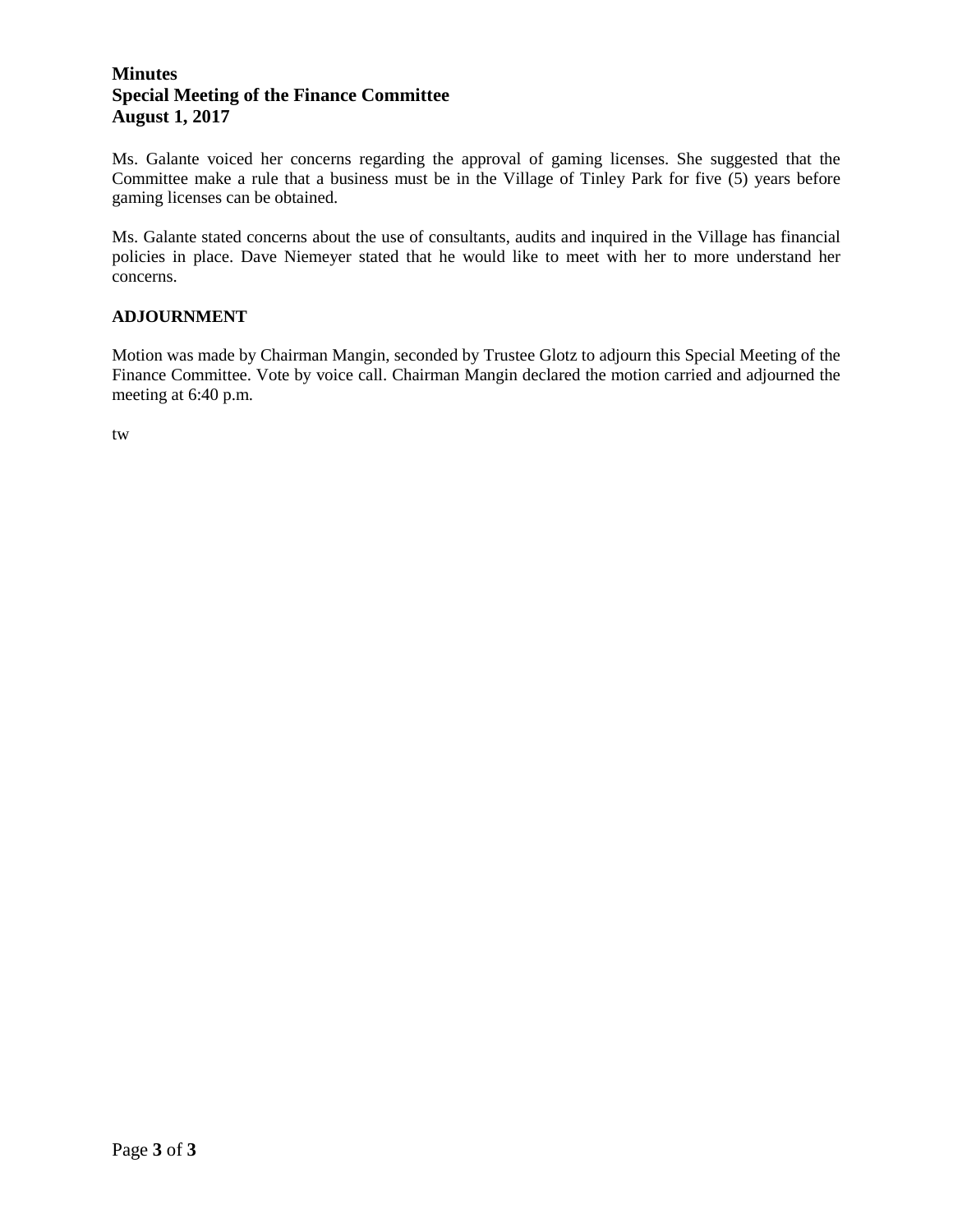**Minutes**
**Special Meeting of the Finance Committee**
**August 1, 2017**

Ms. Galante voiced her concerns regarding the approval of gaming licenses. She suggested that the Committee make a rule that a business must be in the Village of Tinley Park for five (5) years before gaming licenses can be obtained.

Ms. Galante stated concerns about the use of consultants, audits and inquired in the Village has financial policies in place. Dave Niemeyer stated that he would like to meet with her to more understand her concerns.

**ADJOURNMENT**

Motion was made by Chairman Mangin, seconded by Trustee Glotz to adjourn this Special Meeting of the Finance Committee. Vote by voice call. Chairman Mangin declared the motion carried and adjourned the meeting at 6:40 p.m.

tw